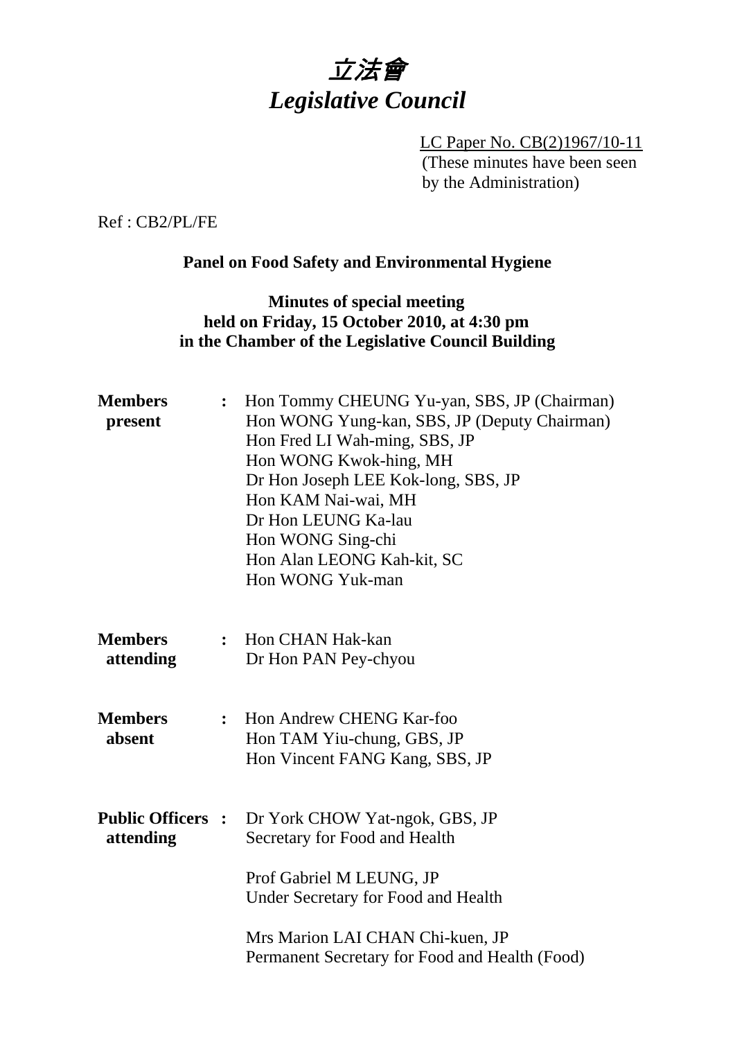# 立法會
# *Legislative Council*

LC Paper No. CB(2)1967/10-11
(These minutes have been seen by the Administration)

Ref : CB2/PL/FE

## Panel on Food Safety and Environmental Hygiene

### Minutes of special meeting held on Friday, 15 October 2010, at 4:30 pm in the Chamber of the Legislative Council Building

**Members present** :
Hon Tommy CHEUNG Yu-yan, SBS, JP (Chairman)
Hon WONG Yung-kan, SBS, JP (Deputy Chairman)
Hon Fred LI Wah-ming, SBS, JP
Hon WONG Kwok-hing, MH
Dr Hon Joseph LEE Kok-long, SBS, JP
Hon KAM Nai-wai, MH
Dr Hon LEUNG Ka-lau
Hon WONG Sing-chi
Hon Alan LEONG Kah-kit, SC
Hon WONG Yuk-man

**Members attending** :
Hon CHAN Hak-kan
Dr Hon PAN Pey-chyou

**Members absent** :
Hon Andrew CHENG Kar-foo
Hon TAM Yiu-chung, GBS, JP
Hon Vincent FANG Kang, SBS, JP

**Public Officers attending** :
Dr York CHOW Yat-ngok, GBS, JP
Secretary for Food and Health

Prof Gabriel M LEUNG, JP
Under Secretary for Food and Health

Mrs Marion LAI CHAN Chi-kuen, JP
Permanent Secretary for Food and Health (Food)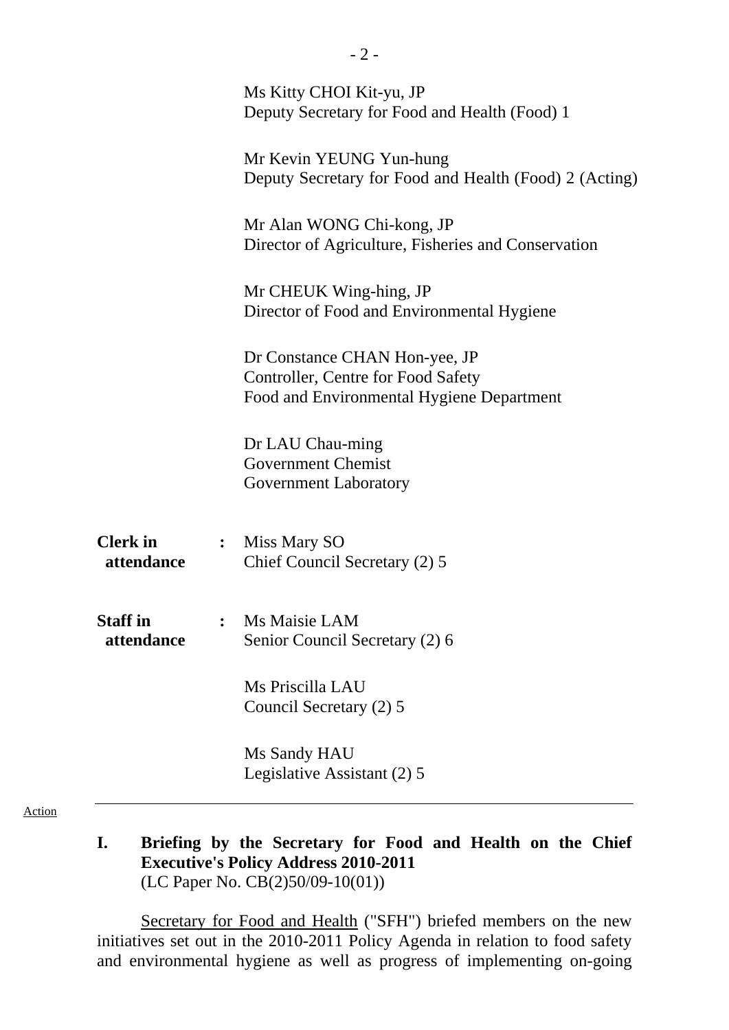Ms Kitty CHOI Kit-yu, JP
Deputy Secretary for Food and Health (Food) 1

Mr Kevin YEUNG Yun-hung
Deputy Secretary for Food and Health (Food) 2 (Acting)

Mr Alan WONG Chi-kong, JP
Director of Agriculture, Fisheries and Conservation

Mr CHEUK Wing-hing, JP
Director of Food and Environmental Hygiene

Dr Constance CHAN Hon-yee, JP
Controller, Centre for Food Safety
Food and Environmental Hygiene Department

Dr LAU Chau-ming
Government Chemist
Government Laboratory

**Clerk in attendance** : Miss Mary SO
Chief Council Secretary (2) 5

**Staff in attendance** : Ms Maisie LAM
Senior Council Secretary (2) 6

Ms Priscilla LAU
Council Secretary (2) 5

Ms Sandy HAU
Legislative Assistant (2) 5

Action

---

## I. Briefing by the Secretary for Food and Health on the Chief Executive's Policy Address 2010-2011

(LC Paper No. CB(2)50/09-10(01))

Secretary for Food and Health ("SFH") briefed members on the new initiatives set out in the 2010-2011 Policy Agenda in relation to food safety and environmental hygiene as well as progress of implementing on-going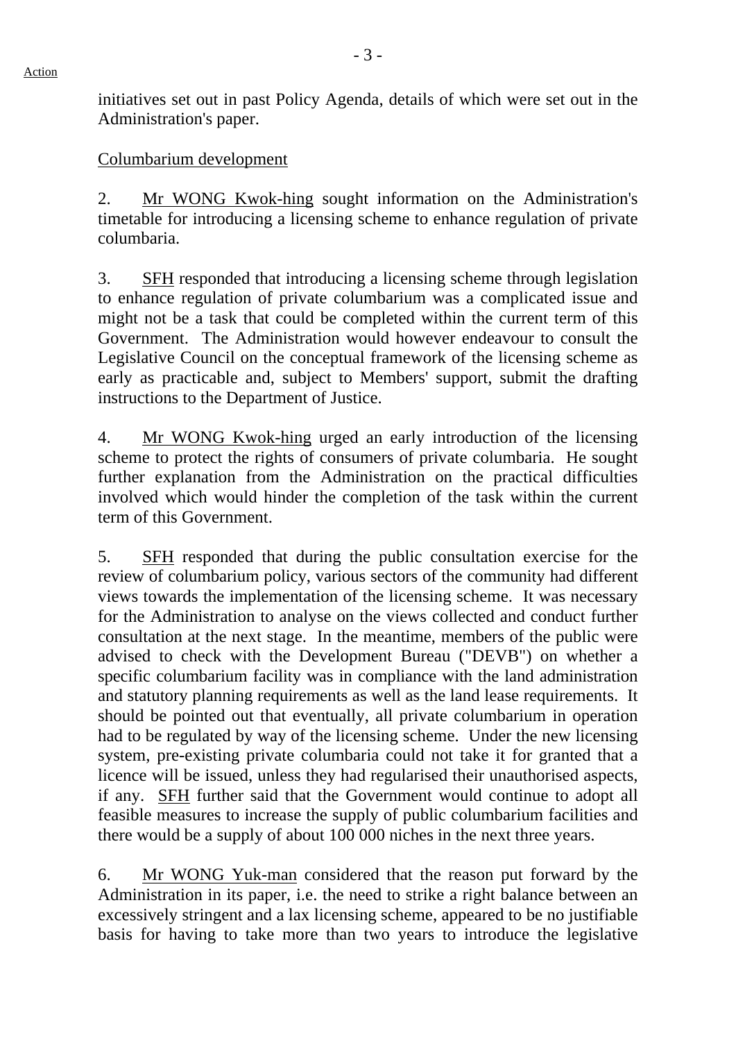initiatives set out in past Policy Agenda, details of which were set out in the Administration's paper.

Columbarium development

2. Mr WONG Kwok-hing sought information on the Administration's timetable for introducing a licensing scheme to enhance regulation of private columbaria.

3. SFH responded that introducing a licensing scheme through legislation to enhance regulation of private columbarium was a complicated issue and might not be a task that could be completed within the current term of this Government. The Administration would however endeavour to consult the Legislative Council on the conceptual framework of the licensing scheme as early as practicable and, subject to Members' support, submit the drafting instructions to the Department of Justice.

4. Mr WONG Kwok-hing urged an early introduction of the licensing scheme to protect the rights of consumers of private columbaria. He sought further explanation from the Administration on the practical difficulties involved which would hinder the completion of the task within the current term of this Government.

5. SFH responded that during the public consultation exercise for the review of columbarium policy, various sectors of the community had different views towards the implementation of the licensing scheme. It was necessary for the Administration to analyse on the views collected and conduct further consultation at the next stage. In the meantime, members of the public were advised to check with the Development Bureau ("DEVB") on whether a specific columbarium facility was in compliance with the land administration and statutory planning requirements as well as the land lease requirements. It should be pointed out that eventually, all private columbarium in operation had to be regulated by way of the licensing scheme. Under the new licensing system, pre-existing private columbaria could not take it for granted that a licence will be issued, unless they had regularised their unauthorised aspects, if any. SFH further said that the Government would continue to adopt all feasible measures to increase the supply of public columbarium facilities and there would be a supply of about 100 000 niches in the next three years.

6. Mr WONG Yuk-man considered that the reason put forward by the Administration in its paper, i.e. the need to strike a right balance between an excessively stringent and a lax licensing scheme, appeared to be no justifiable basis for having to take more than two years to introduce the legislative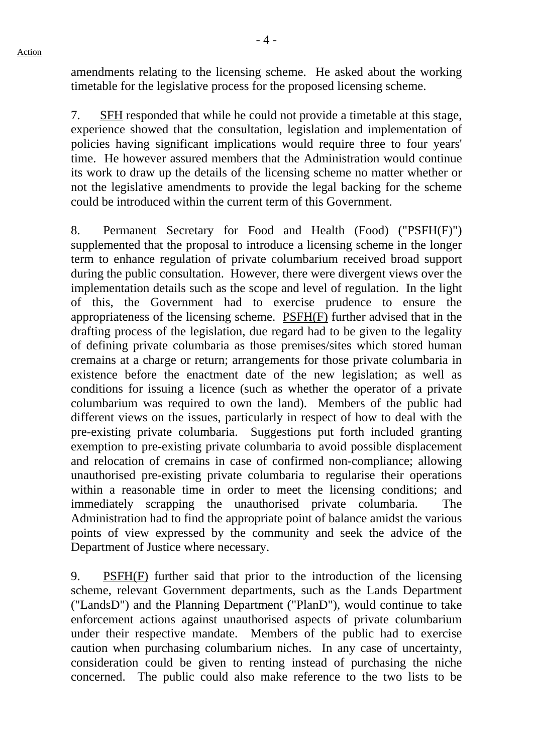amendments relating to the licensing scheme. He asked about the working timetable for the legislative process for the proposed licensing scheme.

7. SFH responded that while he could not provide a timetable at this stage, experience showed that the consultation, legislation and implementation of policies having significant implications would require three to four years' time. He however assured members that the Administration would continue its work to draw up the details of the licensing scheme no matter whether or not the legislative amendments to provide the legal backing for the scheme could be introduced within the current term of this Government.

8. Permanent Secretary for Food and Health (Food) ("PSFH(F)") supplemented that the proposal to introduce a licensing scheme in the longer term to enhance regulation of private columbarium received broad support during the public consultation. However, there were divergent views over the implementation details such as the scope and level of regulation. In the light of this, the Government had to exercise prudence to ensure the appropriateness of the licensing scheme. PSFH(F) further advised that in the drafting process of the legislation, due regard had to be given to the legality of defining private columbaria as those premises/sites which stored human cremains at a charge or return; arrangements for those private columbaria in existence before the enactment date of the new legislation; as well as conditions for issuing a licence (such as whether the operator of a private columbarium was required to own the land). Members of the public had different views on the issues, particularly in respect of how to deal with the pre-existing private columbaria. Suggestions put forth included granting exemption to pre-existing private columbaria to avoid possible displacement and relocation of cremains in case of confirmed non-compliance; allowing unauthorised pre-existing private columbaria to regularise their operations within a reasonable time in order to meet the licensing conditions; and immediately scrapping the unauthorised private columbaria. The Administration had to find the appropriate point of balance amidst the various points of view expressed by the community and seek the advice of the Department of Justice where necessary.

9. PSFH(F) further said that prior to the introduction of the licensing scheme, relevant Government departments, such as the Lands Department ("LandsD") and the Planning Department ("PlanD"), would continue to take enforcement actions against unauthorised aspects of private columbarium under their respective mandate. Members of the public had to exercise caution when purchasing columbarium niches. In any case of uncertainty, consideration could be given to renting instead of purchasing the niche concerned. The public could also make reference to the two lists to be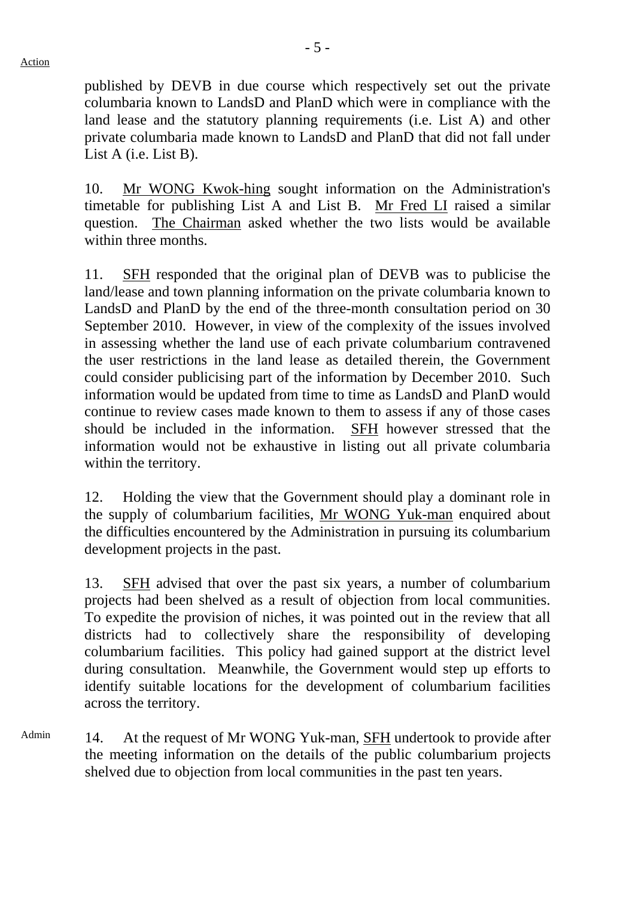Action

published by DEVB in due course which respectively set out the private columbaria known to LandsD and PlanD which were in compliance with the land lease and the statutory planning requirements (i.e. List A) and other private columbaria made known to LandsD and PlanD that did not fall under List A (i.e. List B).

10. Mr WONG Kwok-hing sought information on the Administration's timetable for publishing List A and List B. Mr Fred LI raised a similar question. The Chairman asked whether the two lists would be available within three months.

11. SFH responded that the original plan of DEVB was to publicise the land/lease and town planning information on the private columbaria known to LandsD and PlanD by the end of the three-month consultation period on 30 September 2010. However, in view of the complexity of the issues involved in assessing whether the land use of each private columbarium contravened the user restrictions in the land lease as detailed therein, the Government could consider publicising part of the information by December 2010. Such information would be updated from time to time as LandsD and PlanD would continue to review cases made known to them to assess if any of those cases should be included in the information. SFH however stressed that the information would not be exhaustive in listing out all private columbaria within the territory.

12. Holding the view that the Government should play a dominant role in the supply of columbarium facilities, Mr WONG Yuk-man enquired about the difficulties encountered by the Administration in pursuing its columbarium development projects in the past.

13. SFH advised that over the past six years, a number of columbarium projects had been shelved as a result of objection from local communities. To expedite the provision of niches, it was pointed out in the review that all districts had to collectively share the responsibility of developing columbarium facilities. This policy had gained support at the district level during consultation. Meanwhile, the Government would step up efforts to identify suitable locations for the development of columbarium facilities across the territory.

Admin

14. At the request of Mr WONG Yuk-man, SFH undertook to provide after the meeting information on the details of the public columbarium projects shelved due to objection from local communities in the past ten years.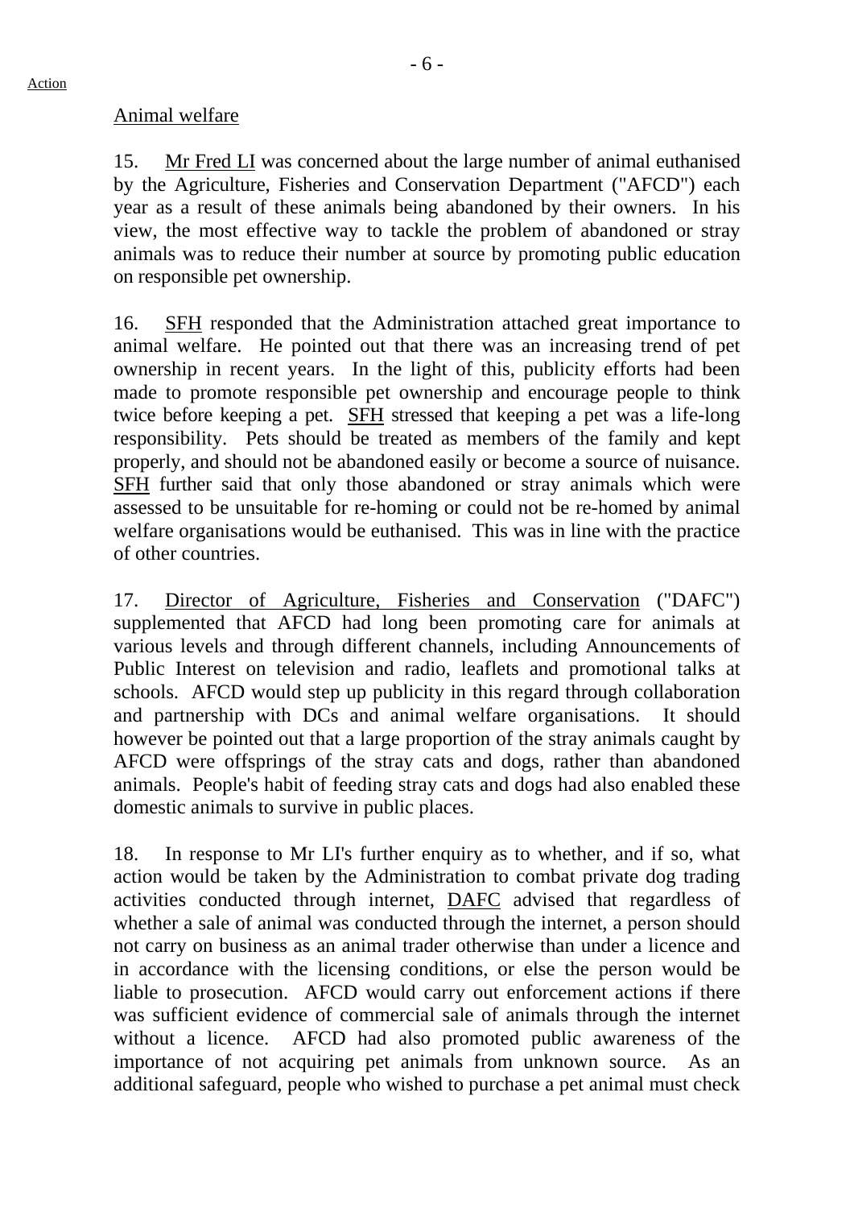Action

Animal welfare

15. Mr Fred LI was concerned about the large number of animal euthanised by the Agriculture, Fisheries and Conservation Department ("AFCD") each year as a result of these animals being abandoned by their owners. In his view, the most effective way to tackle the problem of abandoned or stray animals was to reduce their number at source by promoting public education on responsible pet ownership.

16. SFH responded that the Administration attached great importance to animal welfare. He pointed out that there was an increasing trend of pet ownership in recent years. In the light of this, publicity efforts had been made to promote responsible pet ownership and encourage people to think twice before keeping a pet. SFH stressed that keeping a pet was a life-long responsibility. Pets should be treated as members of the family and kept properly, and should not be abandoned easily or become a source of nuisance. SFH further said that only those abandoned or stray animals which were assessed to be unsuitable for re-homing or could not be re-homed by animal welfare organisations would be euthanised. This was in line with the practice of other countries.

17. Director of Agriculture, Fisheries and Conservation ("DAFC") supplemented that AFCD had long been promoting care for animals at various levels and through different channels, including Announcements of Public Interest on television and radio, leaflets and promotional talks at schools. AFCD would step up publicity in this regard through collaboration and partnership with DCs and animal welfare organisations. It should however be pointed out that a large proportion of the stray animals caught by AFCD were offsprings of the stray cats and dogs, rather than abandoned animals. People's habit of feeding stray cats and dogs had also enabled these domestic animals to survive in public places.

18. In response to Mr LI's further enquiry as to whether, and if so, what action would be taken by the Administration to combat private dog trading activities conducted through internet, DAFC advised that regardless of whether a sale of animal was conducted through the internet, a person should not carry on business as an animal trader otherwise than under a licence and in accordance with the licensing conditions, or else the person would be liable to prosecution. AFCD would carry out enforcement actions if there was sufficient evidence of commercial sale of animals through the internet without a licence. AFCD had also promoted public awareness of the importance of not acquiring pet animals from unknown source. As an additional safeguard, people who wished to purchase a pet animal must check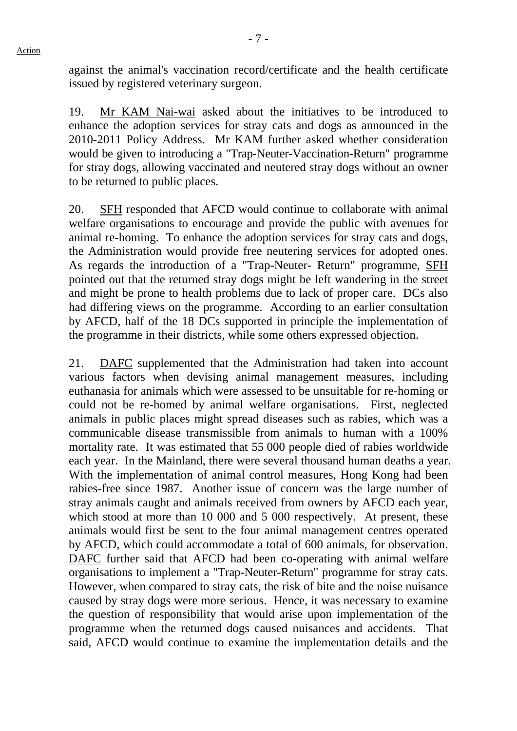against the animal's vaccination record/certificate and the health certificate issued by registered veterinary surgeon.

19. Mr KAM Nai-wai asked about the initiatives to be introduced to enhance the adoption services for stray cats and dogs as announced in the 2010-2011 Policy Address. Mr KAM further asked whether consideration would be given to introducing a "Trap-Neuter-Vaccination-Return" programme for stray dogs, allowing vaccinated and neutered stray dogs without an owner to be returned to public places.

20. SFH responded that AFCD would continue to collaborate with animal welfare organisations to encourage and provide the public with avenues for animal re-homing. To enhance the adoption services for stray cats and dogs, the Administration would provide free neutering services for adopted ones. As regards the introduction of a "Trap-Neuter- Return" programme, SFH pointed out that the returned stray dogs might be left wandering in the street and might be prone to health problems due to lack of proper care. DCs also had differing views on the programme. According to an earlier consultation by AFCD, half of the 18 DCs supported in principle the implementation of the programme in their districts, while some others expressed objection.

21. DAFC supplemented that the Administration had taken into account various factors when devising animal management measures, including euthanasia for animals which were assessed to be unsuitable for re-homing or could not be re-homed by animal welfare organisations. First, neglected animals in public places might spread diseases such as rabies, which was a communicable disease transmissible from animals to human with a 100% mortality rate. It was estimated that 55 000 people died of rabies worldwide each year. In the Mainland, there were several thousand human deaths a year. With the implementation of animal control measures, Hong Kong had been rabies-free since 1987. Another issue of concern was the large number of stray animals caught and animals received from owners by AFCD each year, which stood at more than 10 000 and 5 000 respectively. At present, these animals would first be sent to the four animal management centres operated by AFCD, which could accommodate a total of 600 animals, for observation. DAFC further said that AFCD had been co-operating with animal welfare organisations to implement a "Trap-Neuter-Return" programme for stray cats. However, when compared to stray cats, the risk of bite and the noise nuisance caused by stray dogs were more serious. Hence, it was necessary to examine the question of responsibility that would arise upon implementation of the programme when the returned dogs caused nuisances and accidents. That said, AFCD would continue to examine the implementation details and the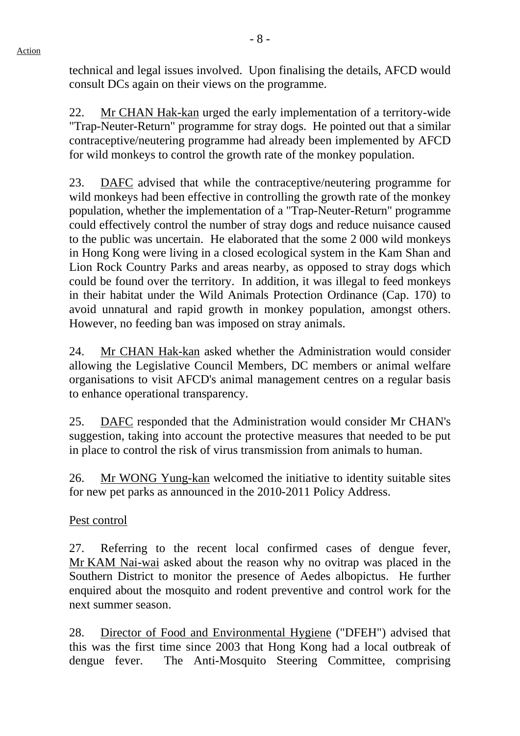technical and legal issues involved. Upon finalising the details, AFCD would consult DCs again on their views on the programme.

22. Mr CHAN Hak-kan urged the early implementation of a territory-wide "Trap-Neuter-Return" programme for stray dogs. He pointed out that a similar contraceptive/neutering programme had already been implemented by AFCD for wild monkeys to control the growth rate of the monkey population.

23. DAFC advised that while the contraceptive/neutering programme for wild monkeys had been effective in controlling the growth rate of the monkey population, whether the implementation of a "Trap-Neuter-Return" programme could effectively control the number of stray dogs and reduce nuisance caused to the public was uncertain. He elaborated that the some 2 000 wild monkeys in Hong Kong were living in a closed ecological system in the Kam Shan and Lion Rock Country Parks and areas nearby, as opposed to stray dogs which could be found over the territory. In addition, it was illegal to feed monkeys in their habitat under the Wild Animals Protection Ordinance (Cap. 170) to avoid unnatural and rapid growth in monkey population, amongst others. However, no feeding ban was imposed on stray animals.

24. Mr CHAN Hak-kan asked whether the Administration would consider allowing the Legislative Council Members, DC members or animal welfare organisations to visit AFCD's animal management centres on a regular basis to enhance operational transparency.

25. DAFC responded that the Administration would consider Mr CHAN's suggestion, taking into account the protective measures that needed to be put in place to control the risk of virus transmission from animals to human.

26. Mr WONG Yung-kan welcomed the initiative to identity suitable sites for new pet parks as announced in the 2010-2011 Policy Address.

Pest control

27. Referring to the recent local confirmed cases of dengue fever, Mr KAM Nai-wai asked about the reason why no ovitrap was placed in the Southern District to monitor the presence of Aedes albopictus. He further enquired about the mosquito and rodent preventive and control work for the next summer season.

28. Director of Food and Environmental Hygiene ("DFEH") advised that this was the first time since 2003 that Hong Kong had a local outbreak of dengue fever. The Anti-Mosquito Steering Committee, comprising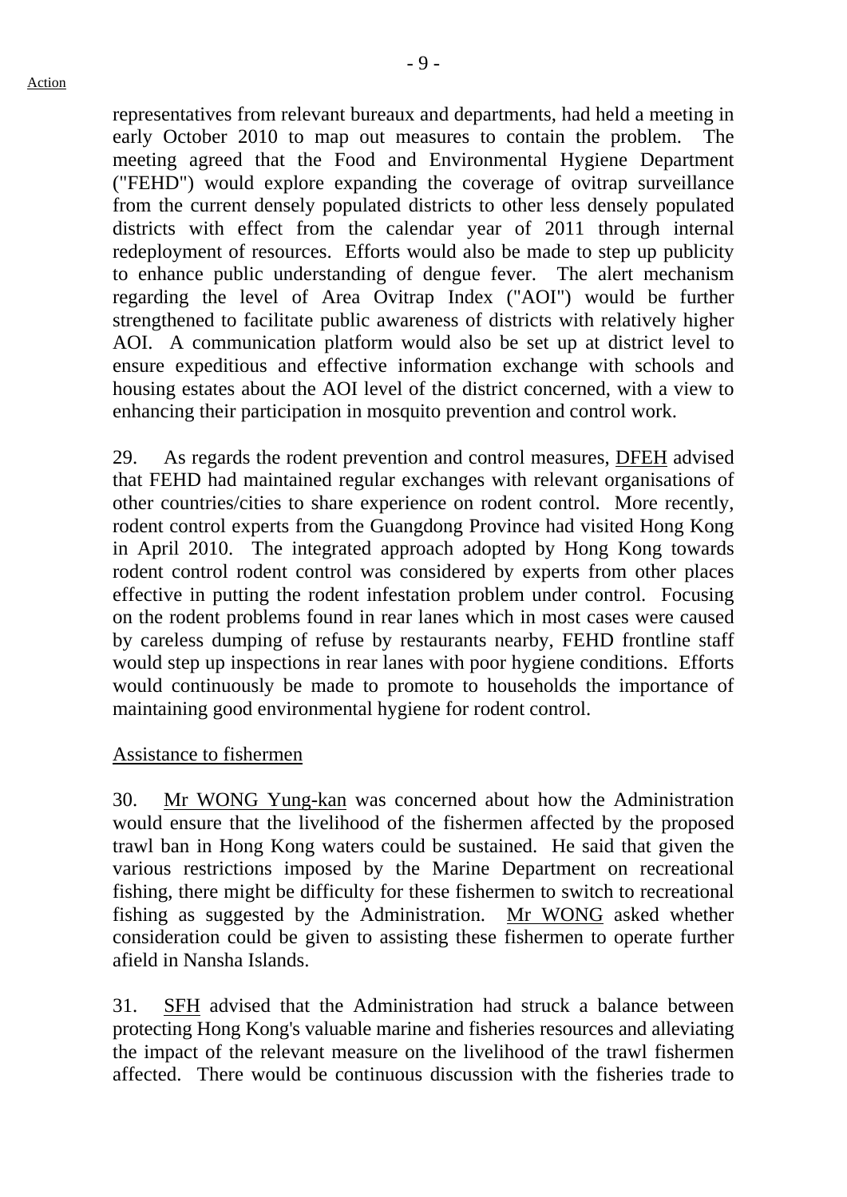representatives from relevant bureaux and departments, had held a meeting in early October 2010 to map out measures to contain the problem. The meeting agreed that the Food and Environmental Hygiene Department ("FEHD") would explore expanding the coverage of ovitrap surveillance from the current densely populated districts to other less densely populated districts with effect from the calendar year of 2011 through internal redeployment of resources. Efforts would also be made to step up publicity to enhance public understanding of dengue fever. The alert mechanism regarding the level of Area Ovitrap Index ("AOI") would be further strengthened to facilitate public awareness of districts with relatively higher AOI. A communication platform would also be set up at district level to ensure expeditious and effective information exchange with schools and housing estates about the AOI level of the district concerned, with a view to enhancing their participation in mosquito prevention and control work.

29. As regards the rodent prevention and control measures, DFEH advised that FEHD had maintained regular exchanges with relevant organisations of other countries/cities to share experience on rodent control. More recently, rodent control experts from the Guangdong Province had visited Hong Kong in April 2010. The integrated approach adopted by Hong Kong towards rodent control rodent control was considered by experts from other places effective in putting the rodent infestation problem under control. Focusing on the rodent problems found in rear lanes which in most cases were caused by careless dumping of refuse by restaurants nearby, FEHD frontline staff would step up inspections in rear lanes with poor hygiene conditions. Efforts would continuously be made to promote to households the importance of maintaining good environmental hygiene for rodent control.

Assistance to fishermen

30. Mr WONG Yung-kan was concerned about how the Administration would ensure that the livelihood of the fishermen affected by the proposed trawl ban in Hong Kong waters could be sustained. He said that given the various restrictions imposed by the Marine Department on recreational fishing, there might be difficulty for these fishermen to switch to recreational fishing as suggested by the Administration. Mr WONG asked whether consideration could be given to assisting these fishermen to operate further afield in Nansha Islands.

31. SFH advised that the Administration had struck a balance between protecting Hong Kong's valuable marine and fisheries resources and alleviating the impact of the relevant measure on the livelihood of the trawl fishermen affected. There would be continuous discussion with the fisheries trade to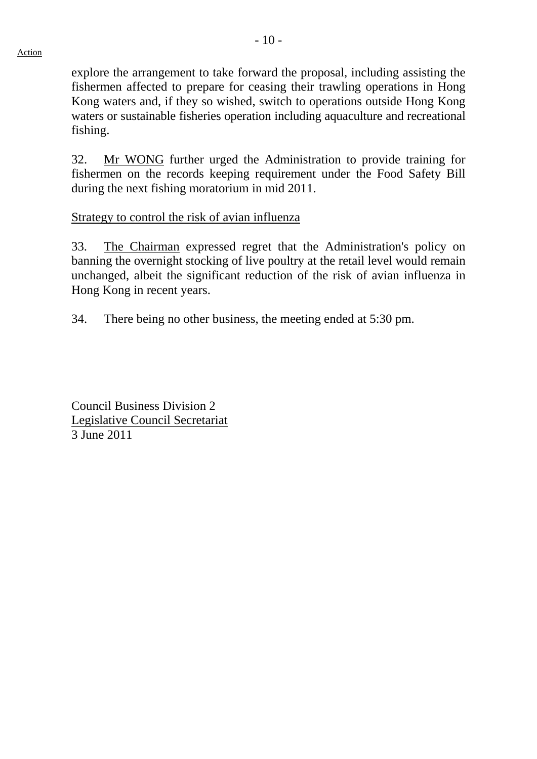explore the arrangement to take forward the proposal, including assisting the fishermen affected to prepare for ceasing their trawling operations in Hong Kong waters and, if they so wished, switch to operations outside Hong Kong waters or sustainable fisheries operation including aquaculture and recreational fishing.

32. Mr WONG further urged the Administration to provide training for fishermen on the records keeping requirement under the Food Safety Bill during the next fishing moratorium in mid 2011.

Strategy to control the risk of avian influenza

33. The Chairman expressed regret that the Administration's policy on banning the overnight stocking of live poultry at the retail level would remain unchanged, albeit the significant reduction of the risk of avian influenza in Hong Kong in recent years.

34. There being no other business, the meeting ended at 5:30 pm.

Council Business Division 2
Legislative Council Secretariat
3 June 2011